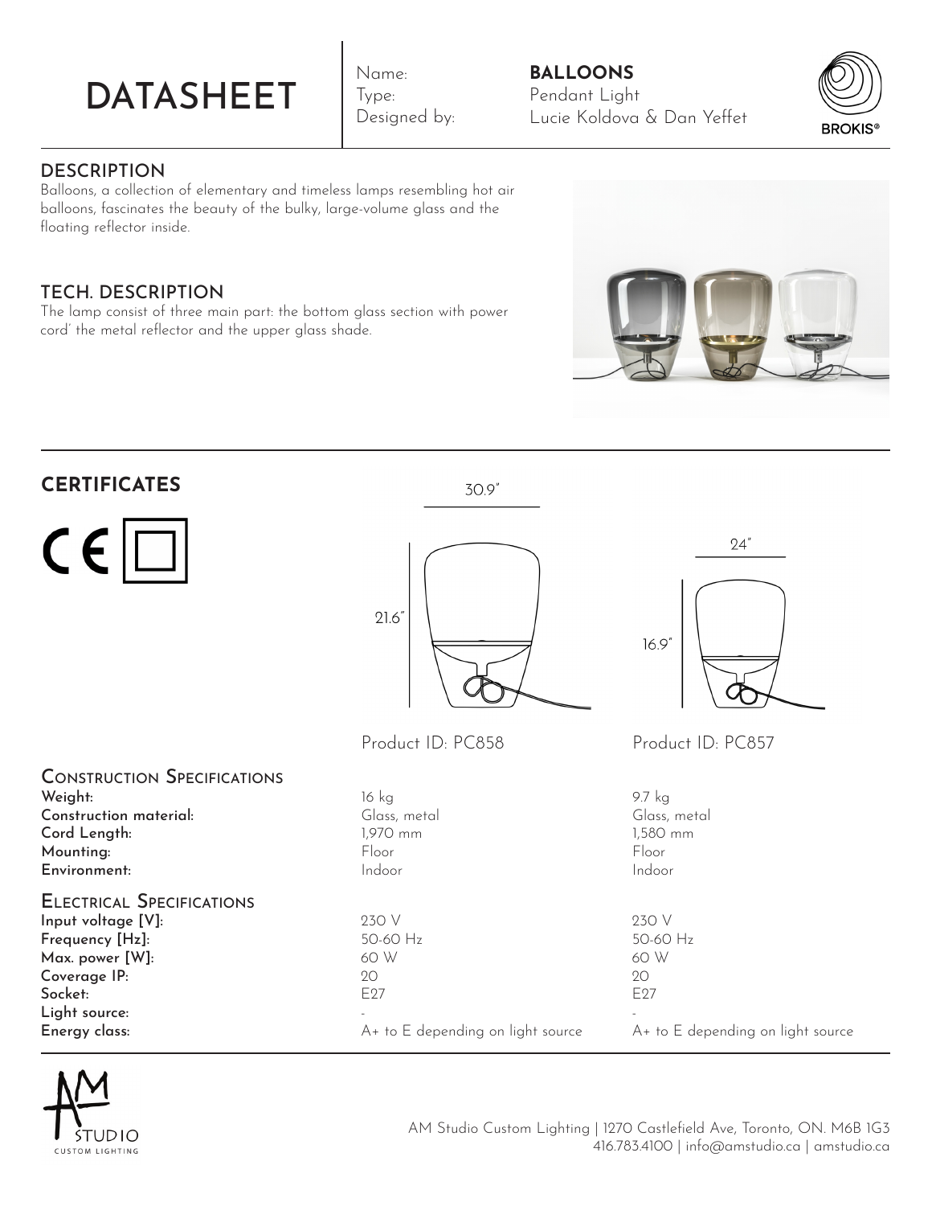# DATASHEET

Name: **BALLOONS**
Type: Pendant Light
Designed by: Lucie Koldova & Dan Yeffet

BROKIS®

## DESCRIPTION

Balloons, a collection of elementary and timeless lamps resembling hot air balloons, fascinates the beauty of the bulky, large-volume glass and the floating reflector inside.

## TECH. DESCRIPTION

The lamp consist of three main part: the bottom glass section with power cord' the metal reflector and the upper glass shade.

## CERTIFICATES

30.9" | 21.6"

24" | 16.9"

| | Product ID: PC858 | Product ID: PC857 |
|---|---|---|
| **Construction Specifications** | | |
| **Weight:** | 16 kg | 9.7 kg |
| **Construction material:** | Glass, metal | Glass, metal |
| **Cord Length:** | 1,970 mm | 1,580 mm |
| **Mounting:** | Floor | Floor |
| **Environment:** | Indoor | Indoor |
| **Electrical Specifications** | | |
| **Input voltage [V]:** | 230 V | 230 V |
| **Frequency [Hz]:** | 50-60 Hz | 50-60 Hz |
| **Max. power [W]:** | 60 W | 60 W |
| **Coverage IP:** | 20 | 20 |
| **Socket:** | E27 | E27 |
| **Light source:** | - | - |
| **Energy class:** | A+ to E depending on light source | A+ to E depending on light source |

AM STUDIO CUSTOM LIGHTING

AM Studio Custom Lighting | 1270 Castlefield Ave, Toronto, ON. M6B 1G3
416.783.4100 | info@amstudio.ca | amstudio.ca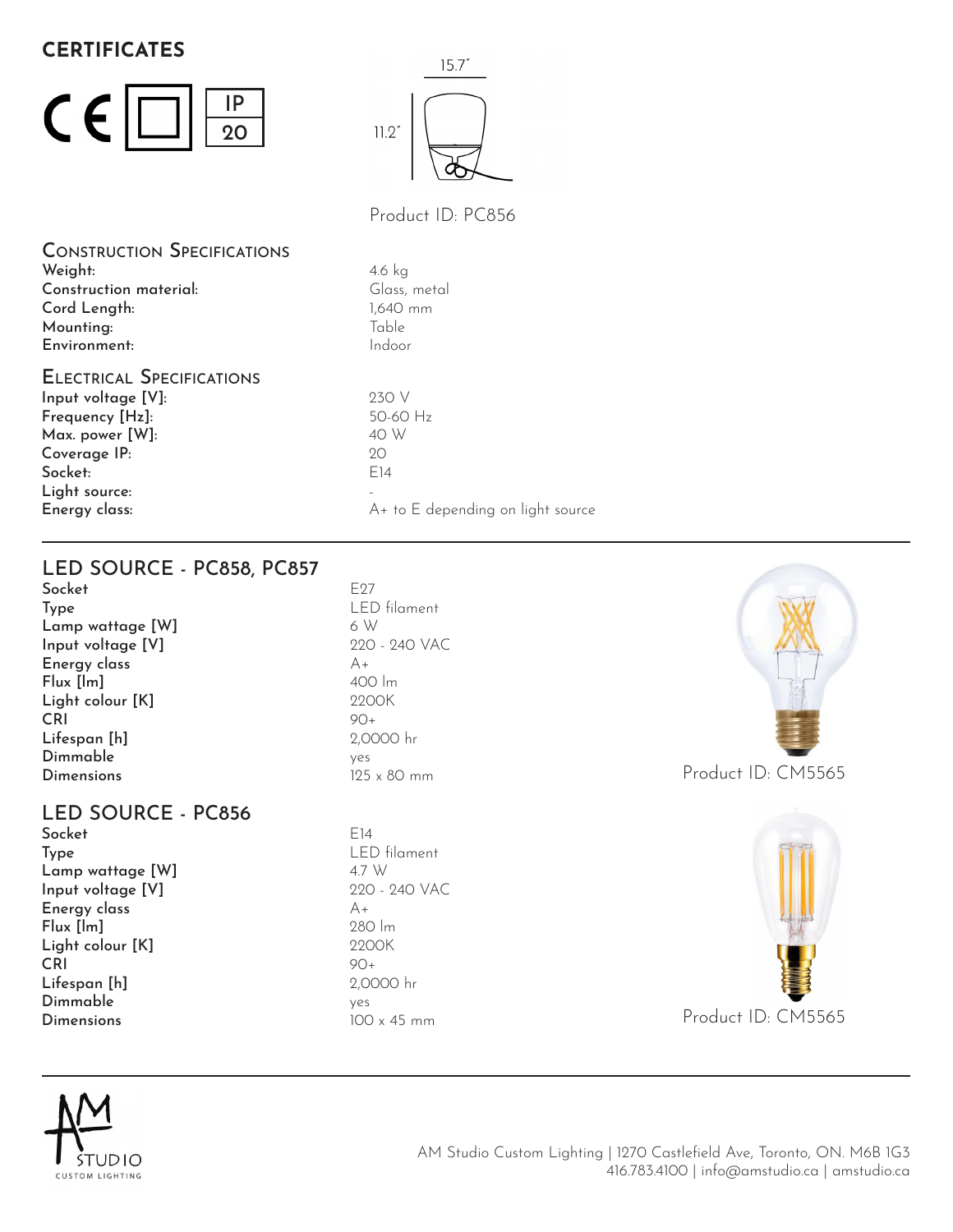## CERTIFICATES

CE | IP 20

15.7"

11.2"

Product ID: PC856

### Construction Specifications

| | |
|---|---|
| Weight: | 4.6 kg |
| Construction material: | Glass, metal |
| Cord Length: | 1,640 mm |
| Mounting: | Table |
| Environment: | Indoor |

### Electrical Specifications

| | |
|---|---|
| Input voltage [V]: | 230 V |
| Frequency [Hz]: | 50-60 Hz |
| Max. power [W]: | 40 W |
| Coverage IP: | 20 |
| Socket: | E14 |
| Light source: | - |
| Energy class: | A+ to E depending on light source |

## LED SOURCE - PC858, PC857

| | |
|---|---|
| Socket | E27 |
| Type | LED filament |
| Lamp wattage [W] | 6 W |
| Input voltage [V] | 220 - 240 VAC |
| Energy class | A+ |
| Flux [lm] | 400 lm |
| Light colour [K] | 2200K |
| CRI | 90+ |
| Lifespan [h] | 2,0000 hr |
| Dimmable | yes |
| Dimensions | 125 x 80 mm |

Product ID: CM5565

## LED SOURCE - PC856

| | |
|---|---|
| Socket | E14 |
| Type | LED filament |
| Lamp wattage [W] | 4.7 W |
| Input voltage [V] | 220 - 240 VAC |
| Energy class | A+ |
| Flux [lm] | 280 lm |
| Light colour [K] | 2200K |
| CRI | 90+ |
| Lifespan [h] | 2,0000 hr |
| Dimmable | yes |
| Dimensions | 100 x 45 mm |

Product ID: CM5565

AM STUDIO CUSTOM LIGHTING

AM Studio Custom Lighting | 1270 Castlefield Ave, Toronto, ON. M6B 1G3
416.783.4100 | info@amstudio.ca | amstudio.ca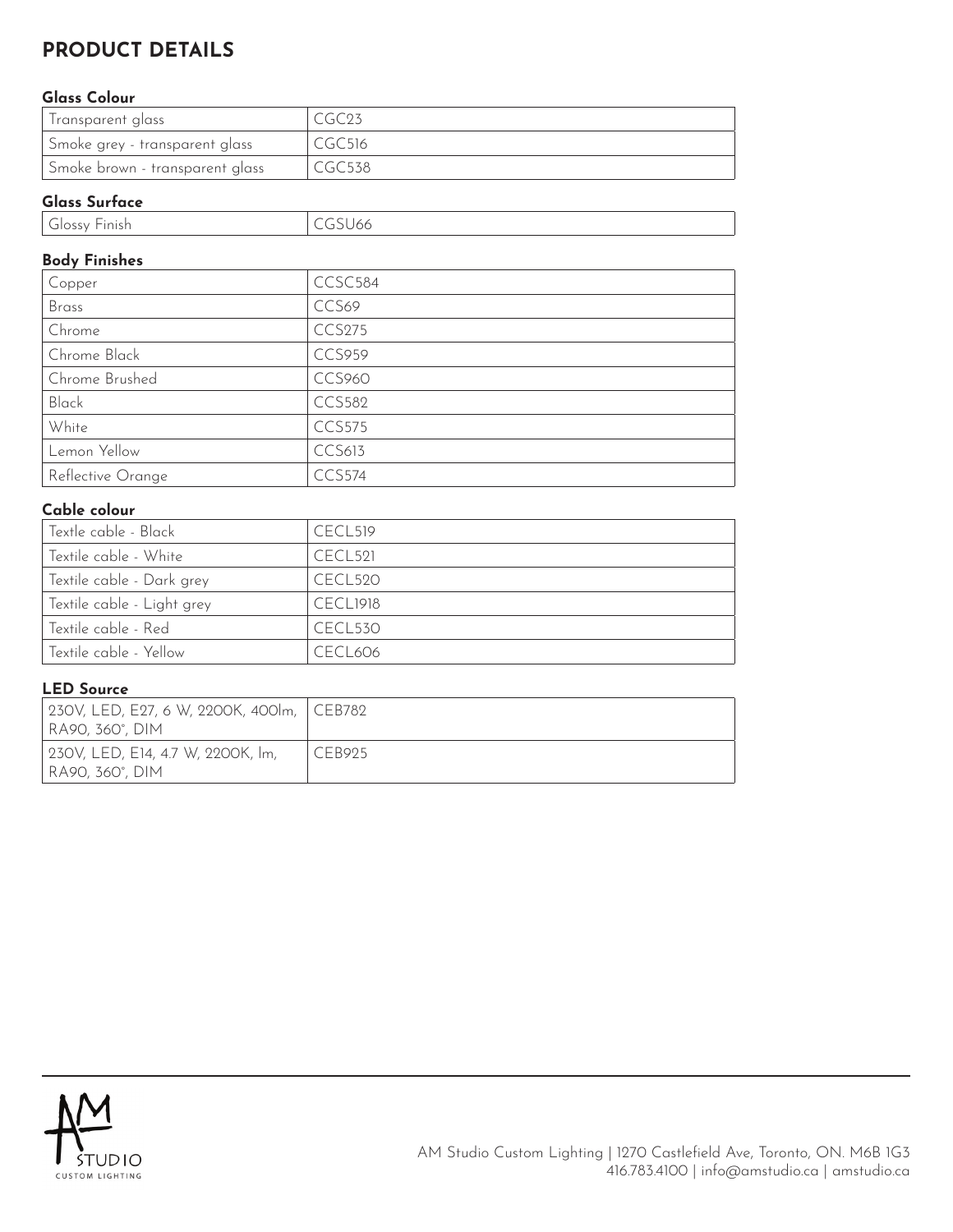# PRODUCT DETAILS

### Glass Colour

| | |
|---|---|
| Transparent glass | CGC23 |
| Smoke grey - transparent glass | CGC516 |
| Smoke brown - transparent glass | CGC538 |

### Glass Surface

| | |
|---|---|
| Glossy Finish | CGSU66 |

### Body Finishes

| | |
|---|---|
| Copper | CCSC584 |
| Brass | CCS69 |
| Chrome | CCS275 |
| Chrome Black | CCS959 |
| Chrome Brushed | CCS960 |
| Black | CCS582 |
| White | CCS575 |
| Lemon Yellow | CCS613 |
| Reflective Orange | CCS574 |

### Cable colour

| | |
|---|---|
| Textle cable - Black | CECL519 |
| Textile cable - White | CECL521 |
| Textile cable - Dark grey | CECL520 |
| Textile cable - Light grey | CECL1918 |
| Textile cable - Red | CECL530 |
| Textile cable - Yellow | CECL606 |

### LED Source

| | |
|---|---|
| 230V, LED, E27, 6 W, 2200K, 400lm, RA90, 360°, DIM | CEB782 |
| 230V, LED, E14, 4.7 W, 2200K, lm, RA90, 360°, DIM | CEB925 |

AM Studio Custom Lighting | 1270 Castlefield Ave, Toronto, ON. M6B 1G3
416.783.4100 | info@amstudio.ca | amstudio.ca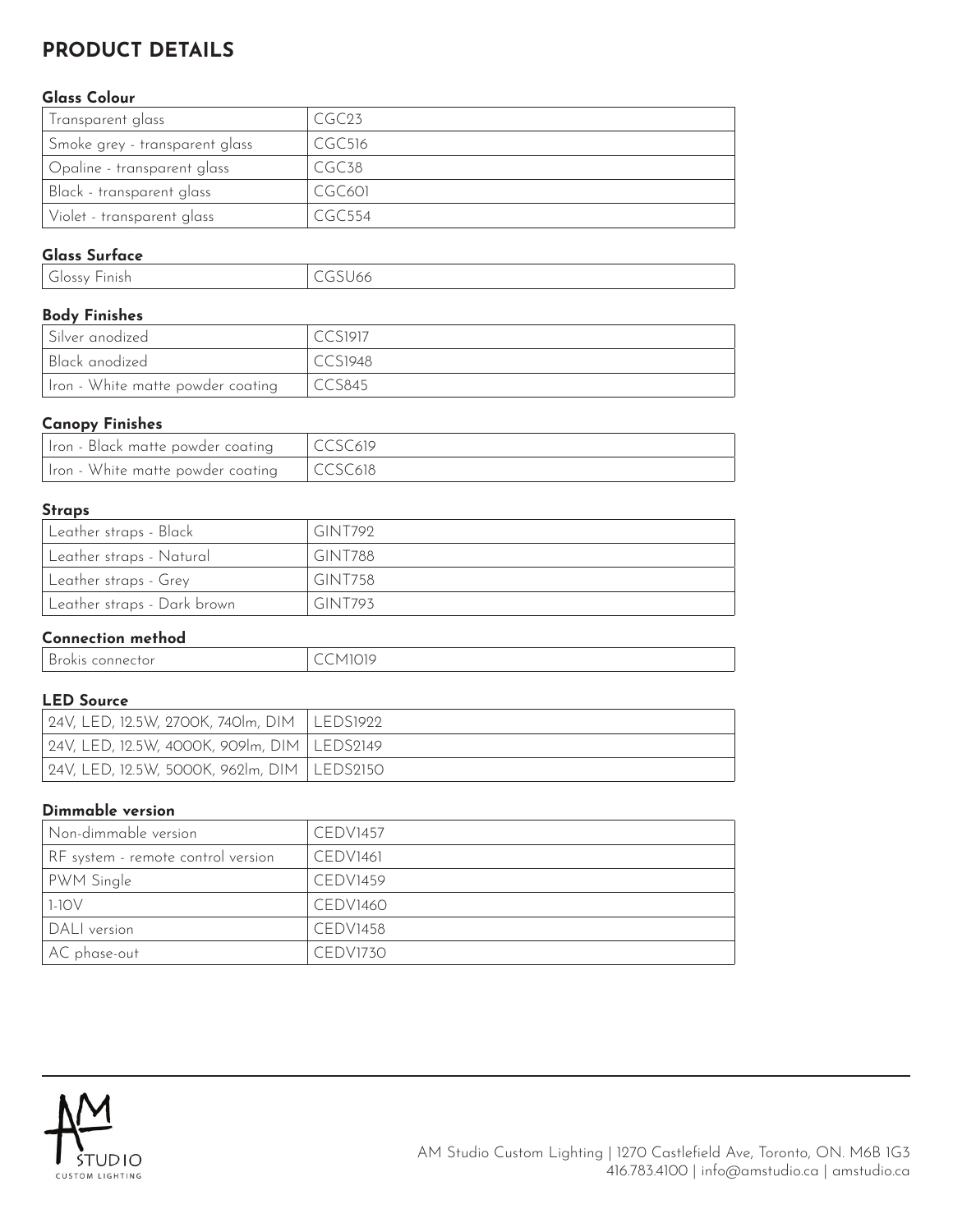# PRODUCT DETAILS

### Glass Colour

| | |
|---|---|
| Transparent glass | CGC23 |
| Smoke grey - transparent glass | CGC516 |
| Opaline - transparent glass | CGC38 |
| Black - transparent glass | CGC601 |
| Violet - transparent glass | CGC554 |

### Glass Surface

| | |
|---|---|
| Glossy Finish | CGSU66 |

### Body Finishes

| | |
|---|---|
| Silver anodized | CCS1917 |
| Black anodized | CCS1948 |
| Iron - White matte powder coating | CCS845 |

### Canopy Finishes

| | |
|---|---|
| Iron - Black matte powder coating | CCSC619 |
| Iron - White matte powder coating | CCSC618 |

### Straps

| | |
|---|---|
| Leather straps - Black | GINT792 |
| Leather straps - Natural | GINT788 |
| Leather straps - Grey | GINT758 |
| Leather straps - Dark brown | GINT793 |

### Connection method

| | |
|---|---|
| Brokis connector | CCM1019 |

### LED Source

| | |
|---|---|
| 24V, LED, 12.5W, 2700K, 740lm, DIM | LEDS1922 |
| 24V, LED, 12.5W, 4000K, 909lm, DIM | LEDS2149 |
| 24V, LED, 12.5W, 5000K, 962lm, DIM | LEDS2150 |

### Dimmable version

| | |
|---|---|
| Non-dimmable version | CEDV1457 |
| RF system - remote control version | CEDV1461 |
| PWM Single | CEDV1459 |
| 1-10V | CEDV1460 |
| DALI version | CEDV1458 |
| AC phase-out | CEDV1730 |